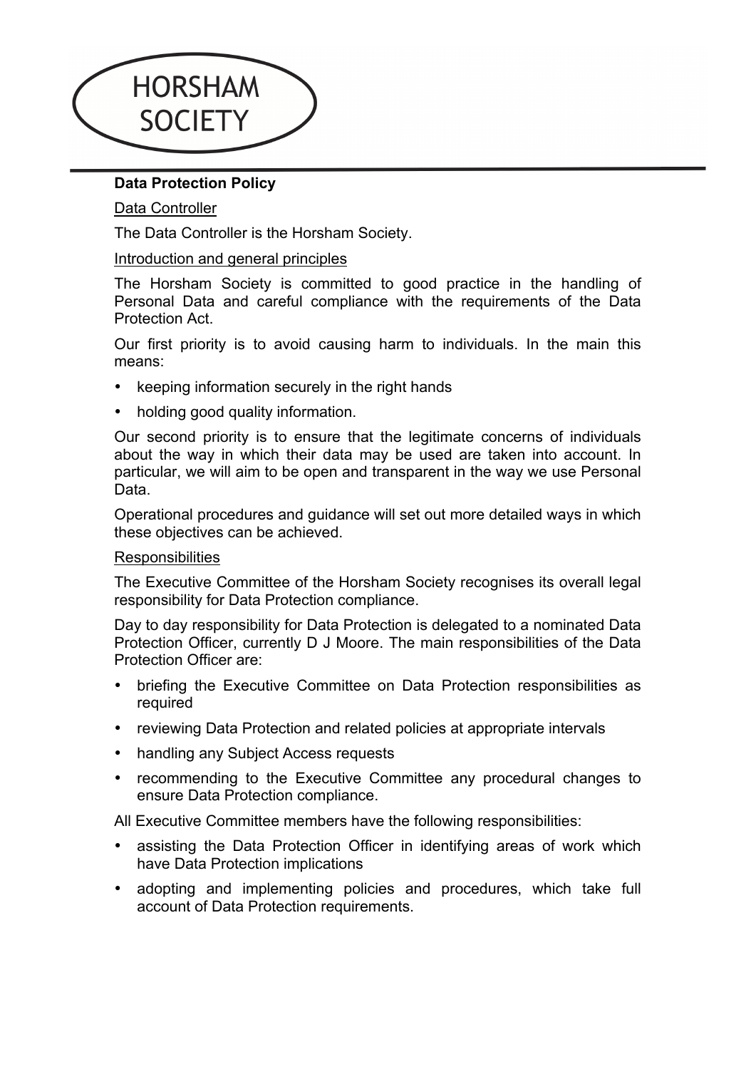HORSHAM SOCIETY

## Data Protection Policy

### Data Controller

The Data Controller is the Horsham Society.

### Introduction and general principles

The Horsham Society is committed to good practice in the handling of Personal Data and careful compliance with the requirements of the Data Protection Act.

Our first priority is to avoid causing harm to individuals. In the main this means:

- keeping information securely in the right hands
- holding good quality information.

Our second priority is to ensure that the legitimate concerns of individuals about the way in which their data may be used are taken into account. In particular, we will aim to be open and transparent in the way we use Personal Data.

Operational procedures and guidance will set out more detailed ways in which these objectives can be achieved.

### Responsibilities

The Executive Committee of the Horsham Society recognises its overall legal responsibility for Data Protection compliance.

Day to day responsibility for Data Protection is delegated to a nominated Data Protection Officer, currently D J Moore. The main responsibilities of the Data Protection Officer are:

- briefing the Executive Committee on Data Protection responsibilities as required
- reviewing Data Protection and related policies at appropriate intervals
- handling any Subject Access requests
- recommending to the Executive Committee any procedural changes to ensure Data Protection compliance.

All Executive Committee members have the following responsibilities:

- assisting the Data Protection Officer in identifying areas of work which have Data Protection implications
- adopting and implementing policies and procedures, which take full account of Data Protection requirements.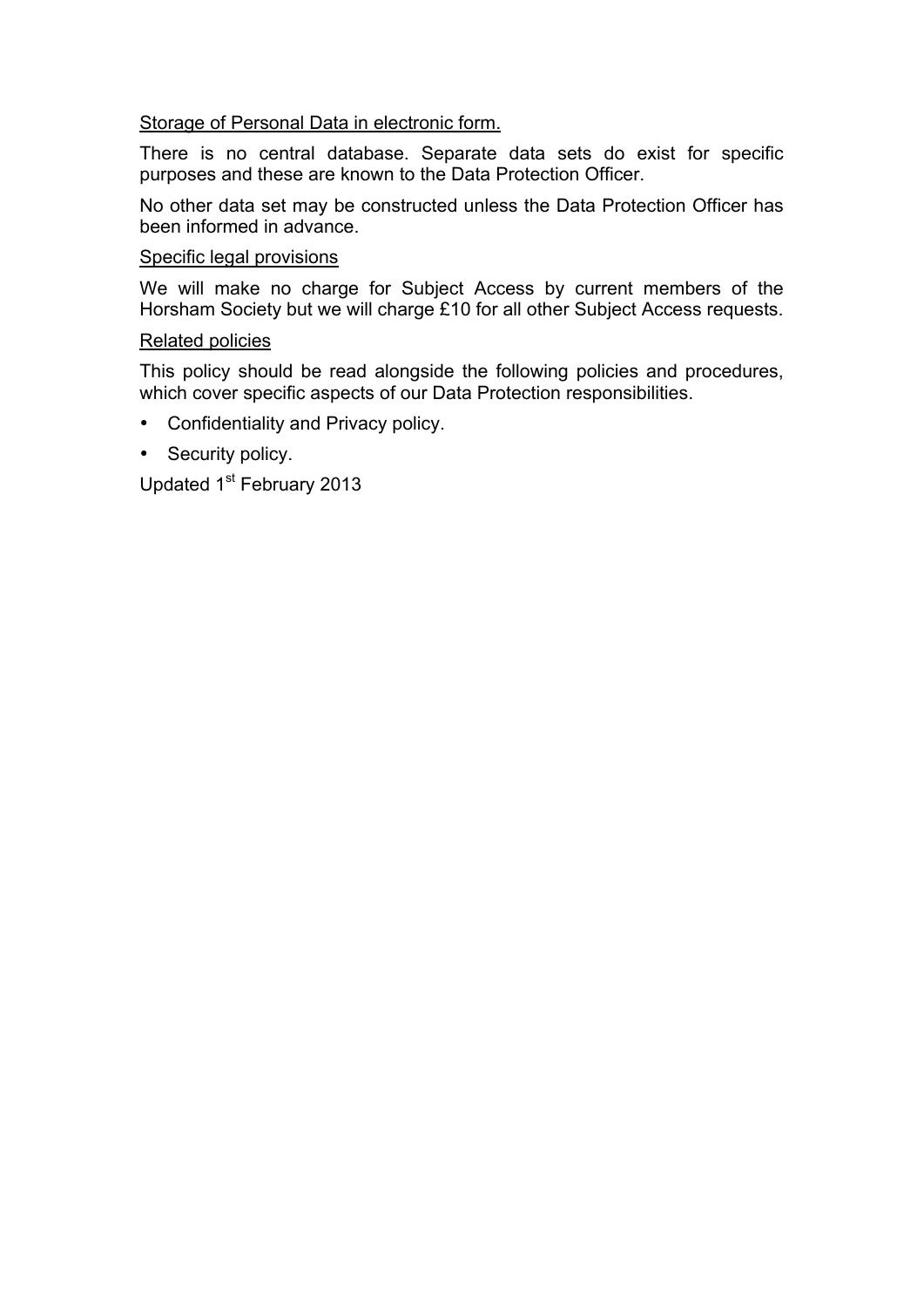<u>Storage of Personal Data in electronic form.</u>

There is no central database. Separate data sets do exist for specific purposes and these are known to the Data Protection Officer.

No other data set may be constructed unless the Data Protection Officer has been informed in advance.

<u>Specific legal provisions</u>

We will make no charge for Subject Access by current members of the Horsham Society but we will charge £10 for all other Subject Access requests.

<u>Related policies</u>

This policy should be read alongside the following policies and procedures, which cover specific aspects of our Data Protection responsibilities.

- Confidentiality and Privacy policy.
- Security policy.

Updated 1st February 2013